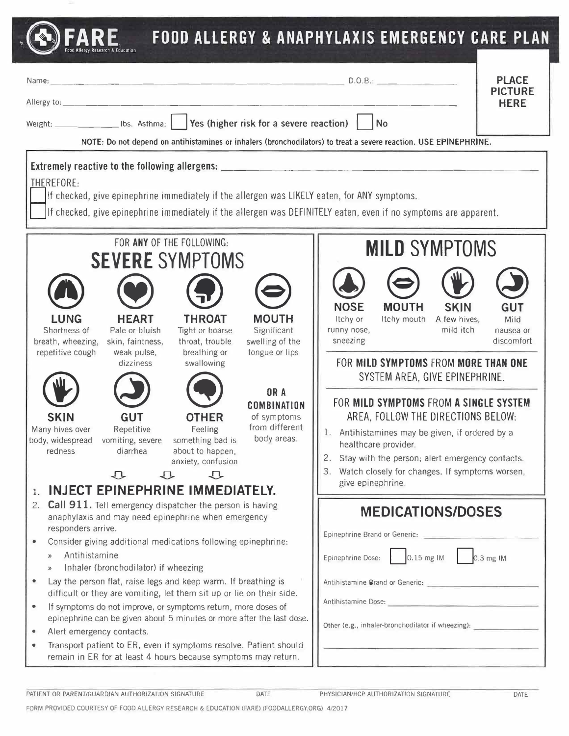# FARE FOOD ALLERGY & ANAPHYLAXIS EMERGENCY CARE PLAN

Food Allergy Research & Education

Name: ______________________ D.O.B.: ____________

Allergy to: ______________________

Weight: __________ lbs. Asthma: ☐ Yes (higher risk for a severe reaction) ☐ No

PLACE PICTURE HERE

**NOTE: Do not depend on antihistamines or inhalers (bronchodilators) to treat a severe reaction. USE EPINEPHRINE.**

**Extremely reactive to the following allergens:** ______________________

THEREFORE:

☐ If checked, give epinephrine immediately if the allergen was LIKELY eaten, for ANY symptoms.

☐ If checked, give epinephrine immediately if the allergen was DEFINITELY eaten, even if no symptoms are apparent.

## FOR ANY OF THE FOLLOWING: SEVERE SYMPTOMS

**LUNG**
Shortness of breath, wheezing, repetitive cough

**HEART**
Pale or bluish skin, faintness, weak pulse, dizziness

**THROAT**
Tight or hoarse throat, trouble breathing or swallowing

**MOUTH**
Significant swelling of the tongue or lips

**SKIN**
Many hives over body, widespread redness

**GUT**
Repetitive vomiting, severe diarrhea

**OTHER**
Feeling something bad is about to happen, anxiety, confusion

**OR A COMBINATION** of symptoms from different body areas.

1. **INJECT EPINEPHRINE IMMEDIATELY.**
2. **Call 911.** Tell emergency dispatcher the person is having anaphylaxis and may need epinephrine when emergency responders arrive.

- Consider giving additional medications following epinephrine:
  - Antihistamine
  - Inhaler (bronchodilator) if wheezing
- Lay the person flat, raise legs and keep warm. If breathing is difficult or they are vomiting, let them sit up or lie on their side.
- If symptoms do not improve, or symptoms return, more doses of epinephrine can be given about 5 minutes or more after the last dose.
- Alert emergency contacts.
- Transport patient to ER, even if symptoms resolve. Patient should remain in ER for at least 4 hours because symptoms may return.

## MILD SYMPTOMS

**NOSE**
Itchy or runny nose, sneezing

**MOUTH**
Itchy mouth

**SKIN**
A few hives, mild itch

**GUT**
Mild nausea or discomfort

FOR **MILD SYMPTOMS** FROM **MORE THAN ONE** SYSTEM AREA, GIVE EPINEPHRINE.

FOR **MILD SYMPTOMS** FROM **A SINGLE SYSTEM** AREA, FOLLOW THE DIRECTIONS BELOW:

1. Antihistamines may be given, if ordered by a healthcare provider.
2. Stay with the person; alert emergency contacts.
3. Watch closely for changes. If symptoms worsen, give epinephrine.

## MEDICATIONS/DOSES

Epinephrine Brand or Generic: ______________________

Epinephrine Dose: ☐ 0.15 mg IM ☐ 0.3 mg IM

Antihistamine Brand or Generic: ______________________

Antihistamine Dose: ______________________

Other (e.g., inhaler-bronchodilator if wheezing): ______________________

______________________

PATIENT OR PARENT/GUARDIAN AUTHORIZATION SIGNATURE | DATE | PHYSICIAN/HCP AUTHORIZATION SIGNATURE | DATE

FORM PROVIDED COURTESY OF FOOD ALLERGY RESEARCH & EDUCATION (FARE) (FOODALLERGY.ORG) 4/2017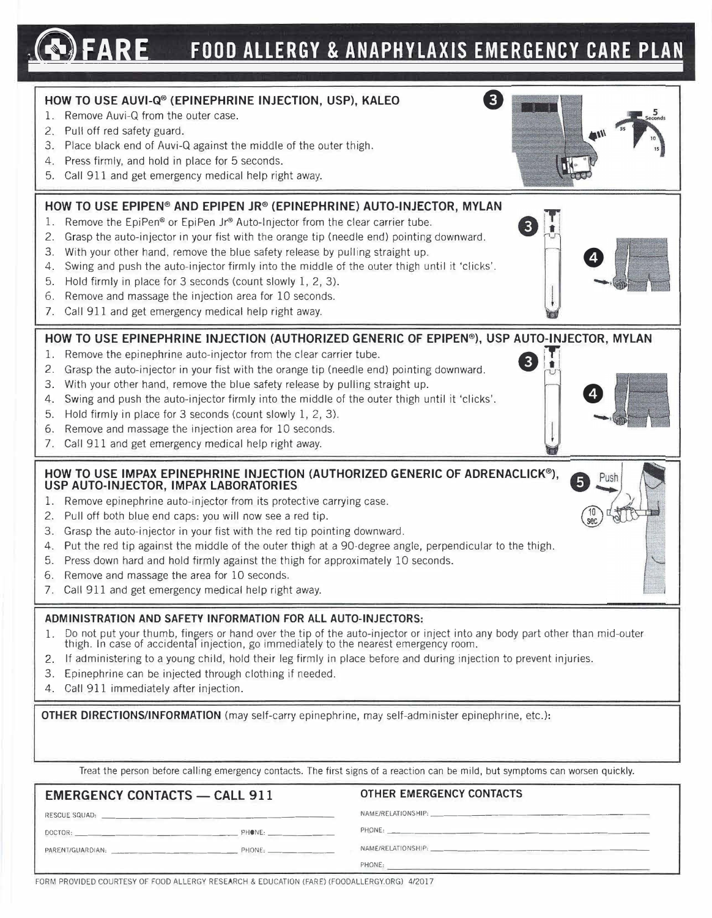# FARE FOOD ALLERGY & ANAPHYLAXIS EMERGENCY CARE PLAN

## HOW TO USE AUVI-Q® (EPINEPHRINE INJECTION, USP), KALEO

1. Remove Auvi-Q from the outer case.
2. Pull off red safety guard.
3. Place black end of Auvi-Q against the middle of the outer thigh.
4. Press firmly, and hold in place for 5 seconds.
5. Call 911 and get emergency medical help right away.

## HOW TO USE EPIPEN® AND EPIPEN JR® (EPINEPHRINE) AUTO-INJECTOR, MYLAN

1. Remove the EpiPen® or EpiPen Jr® Auto-Injector from the clear carrier tube.
2. Grasp the auto-injector in your fist with the orange tip (needle end) pointing downward.
3. With your other hand, remove the blue safety release by pulling straight up.
4. Swing and push the auto-injector firmly into the middle of the outer thigh until it 'clicks'.
5. Hold firmly in place for 3 seconds (count slowly 1, 2, 3).
6. Remove and massage the injection area for 10 seconds.
7. Call 911 and get emergency medical help right away.

## HOW TO USE EPINEPHRINE INJECTION (AUTHORIZED GENERIC OF EPIPEN®), USP AUTO-INJECTOR, MYLAN

1. Remove the epinephrine auto-injector from the clear carrier tube.
2. Grasp the auto-injector in your fist with the orange tip (needle end) pointing downward.
3. With your other hand, remove the blue safety release by pulling straight up.
4. Swing and push the auto-injector firmly into the middle of the outer thigh until it 'clicks'.
5. Hold firmly in place for 3 seconds (count slowly 1, 2, 3).
6. Remove and massage the injection area for 10 seconds.
7. Call 911 and get emergency medical help right away.

## HOW TO USE IMPAX EPINEPHRINE INJECTION (AUTHORIZED GENERIC OF ADRENACLICK®), USP AUTO-INJECTOR, IMPAX LABORATORIES

1. Remove epinephrine auto-injector from its protective carrying case.
2. Pull off both blue end caps: you will now see a red tip.
3. Grasp the auto-injector in your fist with the red tip pointing downward.
4. Put the red tip against the middle of the outer thigh at a 90-degree angle, perpendicular to the thigh.
5. Press down hard and hold firmly against the thigh for approximately 10 seconds.
6. Remove and massage the area for 10 seconds.
7. Call 911 and get emergency medical help right away.

## ADMINISTRATION AND SAFETY INFORMATION FOR ALL AUTO-INJECTORS:

1. Do not put your thumb, fingers or hand over the tip of the auto-injector or inject into any body part other than mid-outer thigh. In case of accidental injection, go immediately to the nearest emergency room.
2. If administering to a young child, hold their leg firmly in place before and during injection to prevent injuries.
3. Epinephrine can be injected through clothing if needed.
4. Call 911 immediately after injection.

**OTHER DIRECTIONS/INFORMATION** (may self-carry epinephrine, may self-administer epinephrine, etc.):

Treat the person before calling emergency contacts. The first signs of a reaction can be mild, but symptoms can worsen quickly.

## EMERGENCY CONTACTS — CALL 911

RESCUE SQUAD: ______________________

DOCTOR: ______________________ PHONE: ______________

PARENT/GUARDIAN: ______________________ PHONE: ______________

## OTHER EMERGENCY CONTACTS

NAME/RELATIONSHIP: ______________________

PHONE: ______________________

NAME/RELATIONSHIP: ______________________

PHONE: ______________________

FORM PROVIDED COURTESY OF FOOD ALLERGY RESEARCH & EDUCATION (FARE) (FOODALLERGY.ORG) 4/2017